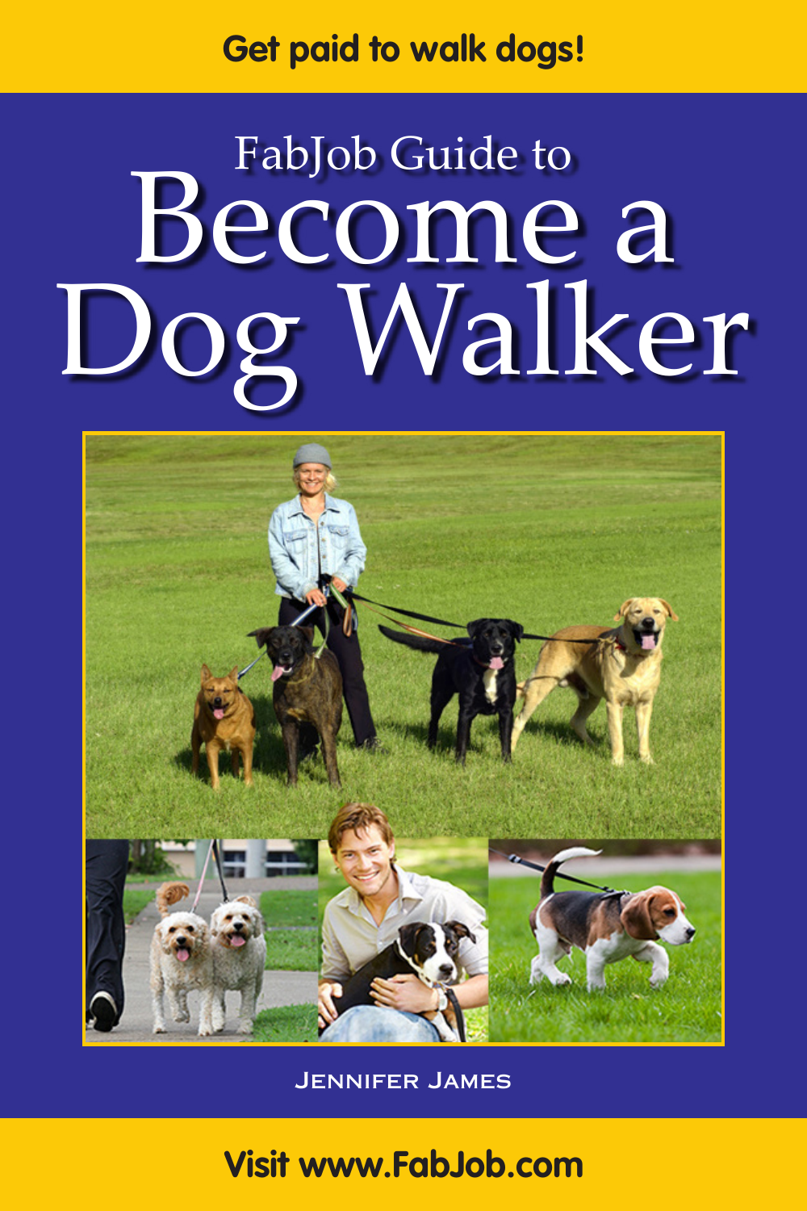Get paid to walk dogs!

FabJob Guide to

# Become a Dog Walker

Jennifer James

Visit www.FabJob.com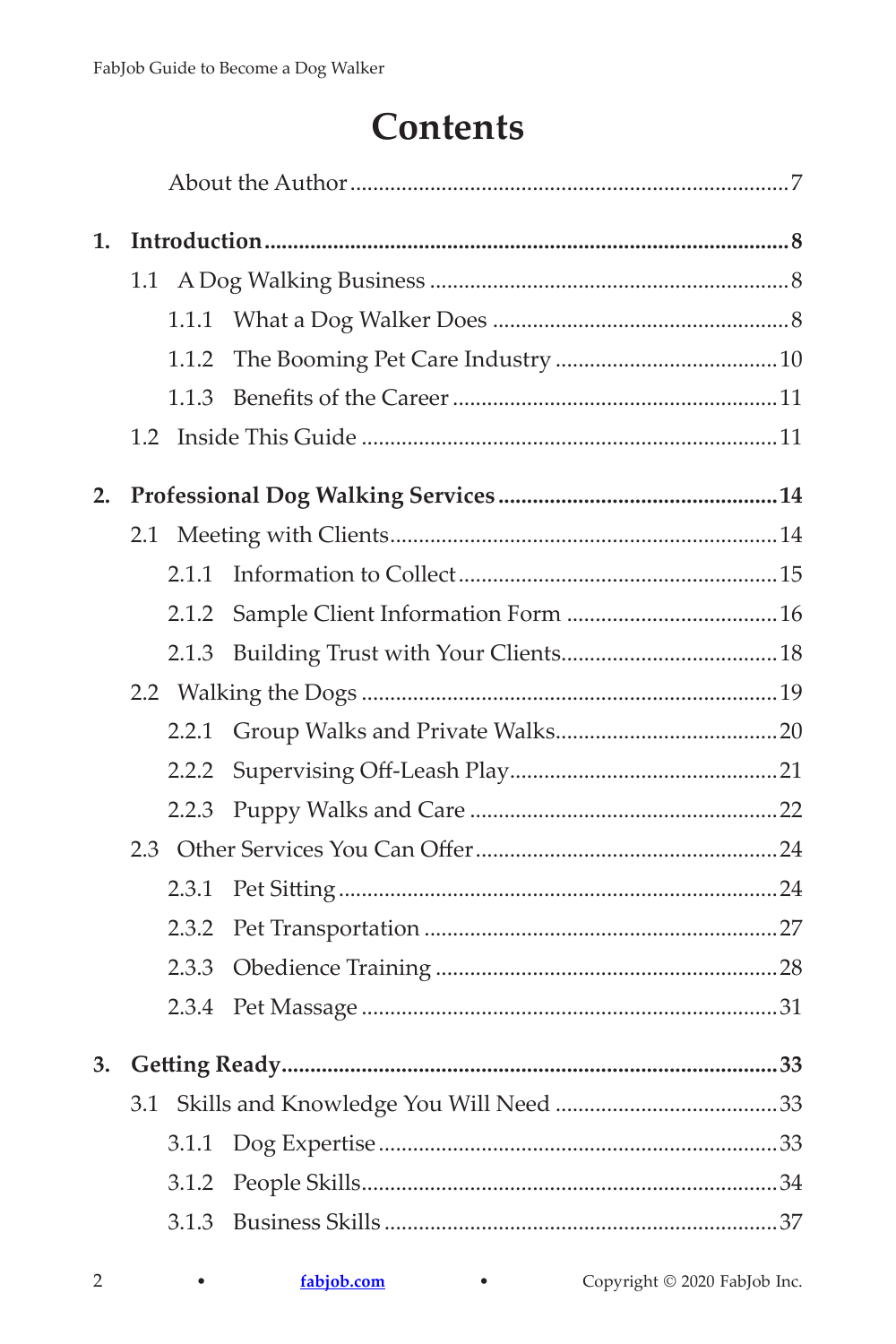# Contents

About the Author ........................................................................... 7

**1. Introduction ........................................................................................ 8**

1.1 A Dog Walking Business ............................................................ 8

1.1.1 What a Dog Walker Does ................................................... 8

1.1.2 The Booming Pet Care Industry ...................................... 10

1.1.3 Benefits of the Career ....................................................... 11

1.2 Inside This Guide ........................................................................ 11

**2. Professional Dog Walking Services ................................................ 14**

2.1 Meeting with Clients .................................................................. 14

2.1.1 Information to Collect ...................................................... 15

2.1.2 Sample Client Information Form .................................... 16

2.1.3 Building Trust with Your Clients ..................................... 18

2.2 Walking the Dogs ....................................................................... 19

2.2.1 Group Walks and Private Walks ...................................... 20

2.2.2 Supervising Off-Leash Play .............................................. 21

2.2.3 Puppy Walks and Care ..................................................... 22

2.3 Other Services You Can Offer ................................................... 24

2.3.1 Pet Sitting ........................................................................... 24

2.3.2 Pet Transportation ............................................................ 27

2.3.3 Obedience Training ........................................................... 28

2.3.4 Pet Massage ....................................................................... 31

**3. Getting Ready ...................................................................................... 33**

3.1 Skills and Knowledge You Will Need ....................................... 33

3.1.1 Dog Expertise .................................................................... 33

3.1.2 People Skills ....................................................................... 34

3.1.3 Business Skills ................................................................... 37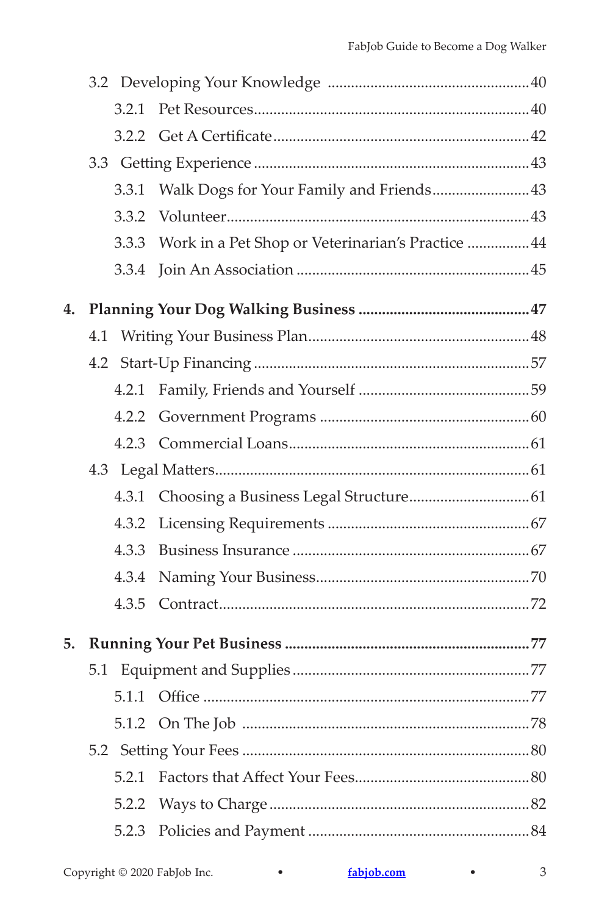3.2 Developing Your Knowledge ........................................40

3.2.1 Pet Resources........................................40

3.2.2 Get A Certificate........................................42

3.3 Getting Experience........................................43

3.3.1 Walk Dogs for Your Family and Friends........................................43

3.3.2 Volunteer........................................43

3.3.3 Work in a Pet Shop or Veterinarian's Practice ........................................44

3.3.4 Join An Association........................................45

**4. Planning Your Dog Walking Business ........................................47**

4.1 Writing Your Business Plan........................................48

4.2 Start-Up Financing........................................57

4.2.1 Family, Friends and Yourself........................................59

4.2.2 Government Programs........................................60

4.2.3 Commercial Loans........................................61

4.3 Legal Matters........................................61

4.3.1 Choosing a Business Legal Structure........................................61

4.3.2 Licensing Requirements........................................67

4.3.3 Business Insurance........................................67

4.3.4 Naming Your Business........................................70

4.3.5 Contract........................................72

**5. Running Your Pet Business ........................................77**

5.1 Equipment and Supplies........................................77

5.1.1 Office........................................77

5.1.2 On The Job ........................................78

5.2 Setting Your Fees........................................80

5.2.1 Factors that Affect Your Fees........................................80

5.2.2 Ways to Charge........................................82

5.2.3 Policies and Payment........................................84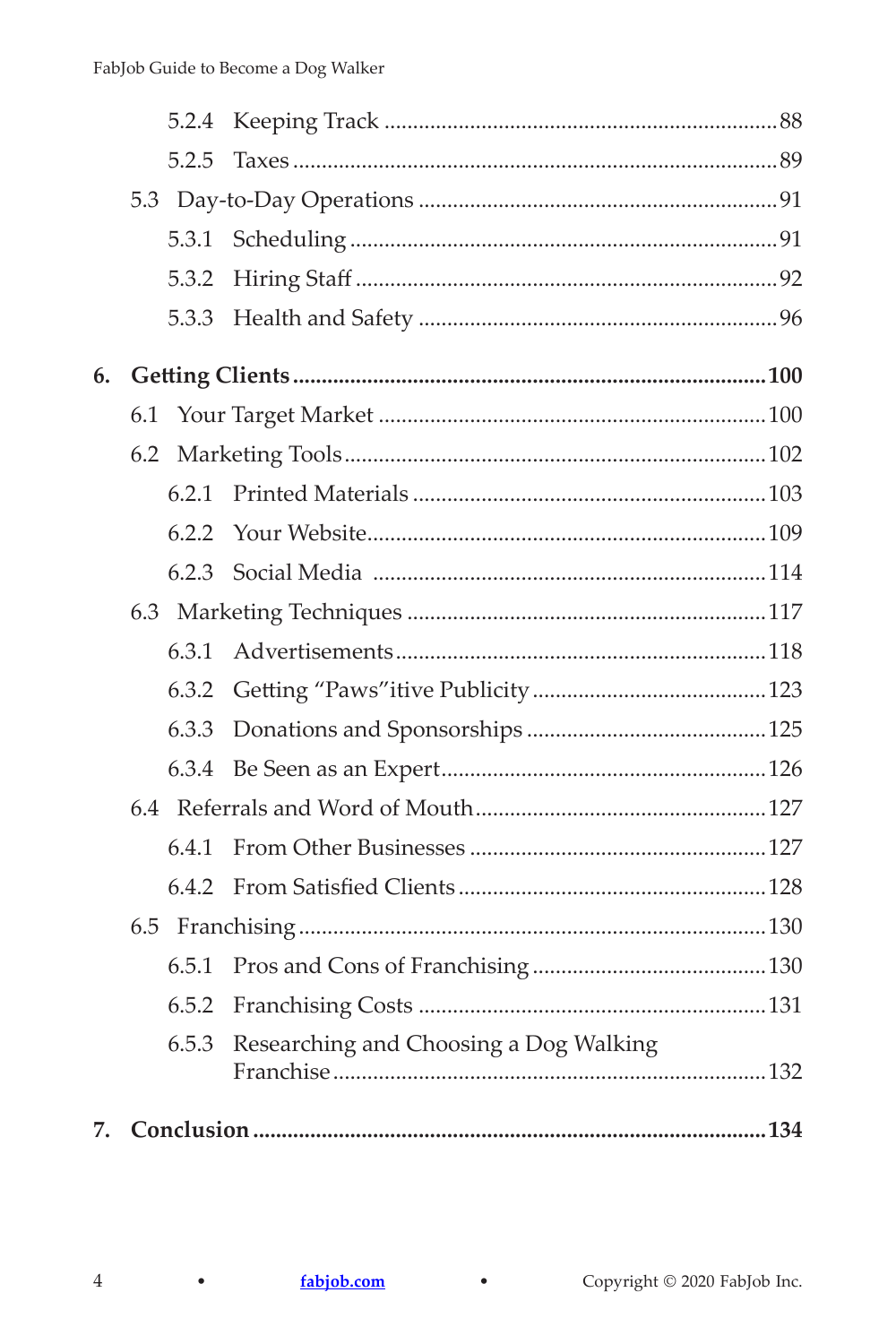5.2.4 Keeping Track ........................................................................ 88

5.2.5 Taxes ....................................................................................... 89

5.3 Day-to-Day Operations ................................................................ 91

5.3.1 Scheduling ............................................................................... 91

5.3.2 Hiring Staff .............................................................................. 92

5.3.3 Health and Safety .................................................................... 96

**6. Getting Clients ........................................................................ 100**

6.1 Your Target Market ................................................................... 100

6.2 Marketing Tools ......................................................................... 102

6.2.1 Printed Materials .................................................................. 103

6.2.2 Your Website ......................................................................... 109

6.2.3 Social Media .......................................................................... 114

6.3 Marketing Techniques ............................................................... 117

6.3.1 Advertisements ..................................................................... 118

6.3.2 Getting "Paws"itive Publicity ............................................... 123

6.3.3 Donations and Sponsorships ................................................ 125

6.3.4 Be Seen as an Expert ............................................................. 126

6.4 Referrals and Word of Mouth .................................................... 127

6.4.1 From Other Businesses ......................................................... 127

6.4.2 From Satisfied Clients ........................................................... 128

6.5 Franchising ................................................................................. 130

6.5.1 Pros and Cons of Franchising ............................................... 130

6.5.2 Franchising Costs .................................................................. 131

6.5.3 Researching and Choosing a Dog Walking Franchise ........... 132

**7. Conclusion ............................................................................... 134**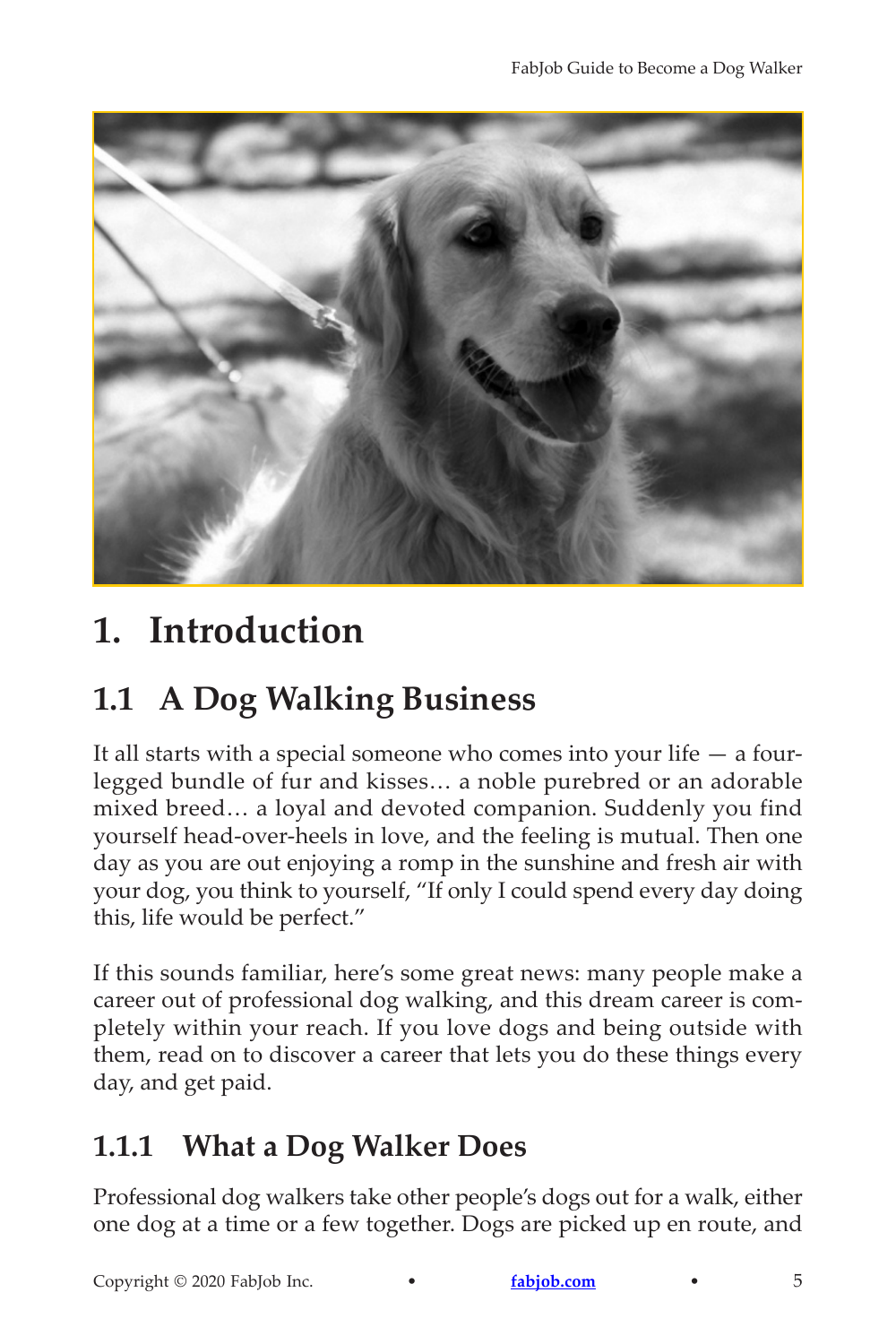# 1. Introduction

## 1.1 A Dog Walking Business

It all starts with a special someone who comes into your life — a four-legged bundle of fur and kisses… a noble purebred or an adorable mixed breed… a loyal and devoted companion. Suddenly you find yourself head-over-heels in love, and the feeling is mutual. Then one day as you are out enjoying a romp in the sunshine and fresh air with your dog, you think to yourself, "If only I could spend every day doing this, life would be perfect."

If this sounds familiar, here's some great news: many people make a career out of professional dog walking, and this dream career is completely within your reach. If you love dogs and being outside with them, read on to discover a career that lets you do these things every day, and get paid.

### 1.1.1 What a Dog Walker Does

Professional dog walkers take other people's dogs out for a walk, either one dog at a time or a few together. Dogs are picked up en route, and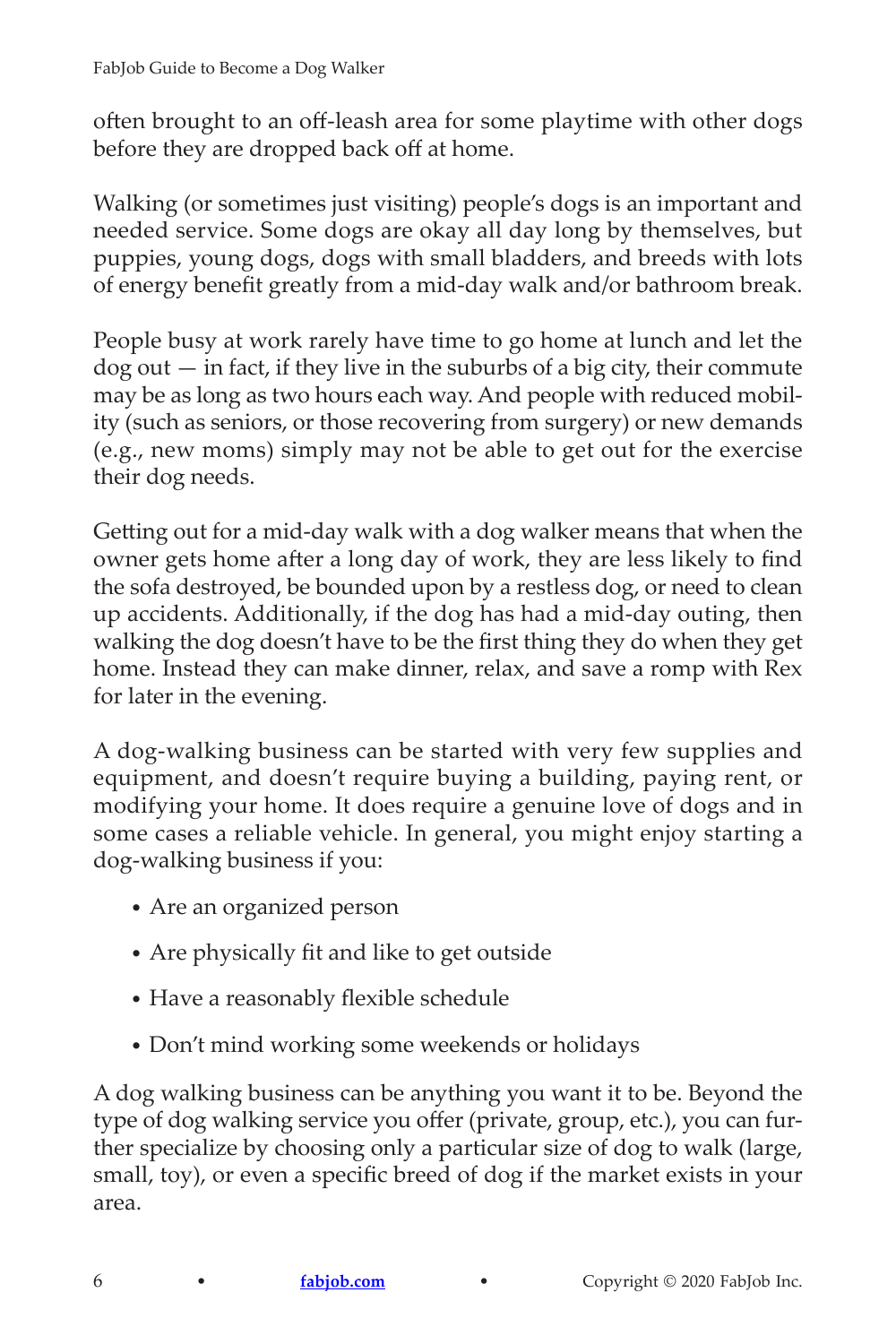often brought to an off-leash area for some playtime with other dogs before they are dropped back off at home.

Walking (or sometimes just visiting) people's dogs is an important and needed service. Some dogs are okay all day long by themselves, but puppies, young dogs, dogs with small bladders, and breeds with lots of energy benefit greatly from a mid-day walk and/or bathroom break.

People busy at work rarely have time to go home at lunch and let the dog out — in fact, if they live in the suburbs of a big city, their commute may be as long as two hours each way. And people with reduced mobility (such as seniors, or those recovering from surgery) or new demands (e.g., new moms) simply may not be able to get out for the exercise their dog needs.

Getting out for a mid-day walk with a dog walker means that when the owner gets home after a long day of work, they are less likely to find the sofa destroyed, be bounded upon by a restless dog, or need to clean up accidents. Additionally, if the dog has had a mid-day outing, then walking the dog doesn't have to be the first thing they do when they get home. Instead they can make dinner, relax, and save a romp with Rex for later in the evening.

A dog-walking business can be started with very few supplies and equipment, and doesn't require buying a building, paying rent, or modifying your home. It does require a genuine love of dogs and in some cases a reliable vehicle. In general, you might enjoy starting a dog-walking business if you:

- Are an organized person
- Are physically fit and like to get outside
- Have a reasonably flexible schedule
- Don't mind working some weekends or holidays

A dog walking business can be anything you want it to be. Beyond the type of dog walking service you offer (private, group, etc.), you can further specialize by choosing only a particular size of dog to walk (large, small, toy), or even a specific breed of dog if the market exists in your area.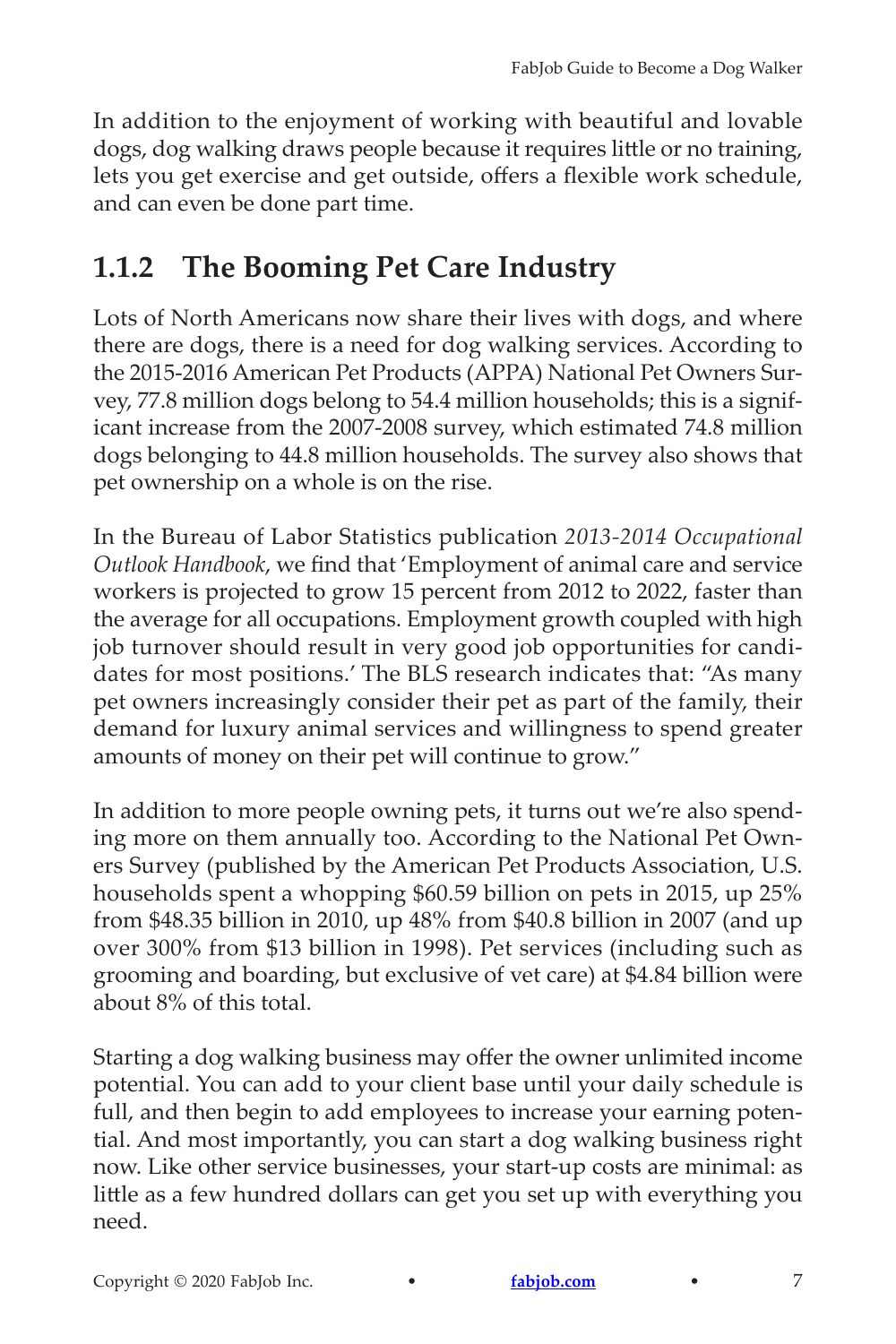In addition to the enjoyment of working with beautiful and lovable dogs, dog walking draws people because it requires little or no training, lets you get exercise and get outside, offers a flexible work schedule, and can even be done part time.

## 1.1.2 The Booming Pet Care Industry

Lots of North Americans now share their lives with dogs, and where there are dogs, there is a need for dog walking services. According to the 2015-2016 American Pet Products (APPA) National Pet Owners Survey, 77.8 million dogs belong to 54.4 million households; this is a significant increase from the 2007-2008 survey, which estimated 74.8 million dogs belonging to 44.8 million households. The survey also shows that pet ownership on a whole is on the rise.

In the Bureau of Labor Statistics publication *2013-2014 Occupational Outlook Handbook*, we find that 'Employment of animal care and service workers is projected to grow 15 percent from 2012 to 2022, faster than the average for all occupations. Employment growth coupled with high job turnover should result in very good job opportunities for candidates for most positions.' The BLS research indicates that: "As many pet owners increasingly consider their pet as part of the family, their demand for luxury animal services and willingness to spend greater amounts of money on their pet will continue to grow."

In addition to more people owning pets, it turns out we're also spending more on them annually too. According to the National Pet Owners Survey (published by the American Pet Products Association, U.S. households spent a whopping $60.59 billion on pets in 2015, up 25% from $48.35 billion in 2010, up 48% from $40.8 billion in 2007 (and up over 300% from $13 billion in 1998). Pet services (including such as grooming and boarding, but exclusive of vet care) at $4.84 billion were about 8% of this total.

Starting a dog walking business may offer the owner unlimited income potential. You can add to your client base until your daily schedule is full, and then begin to add employees to increase your earning potential. And most importantly, you can start a dog walking business right now. Like other service businesses, your start-up costs are minimal: as little as a few hundred dollars can get you set up with everything you need.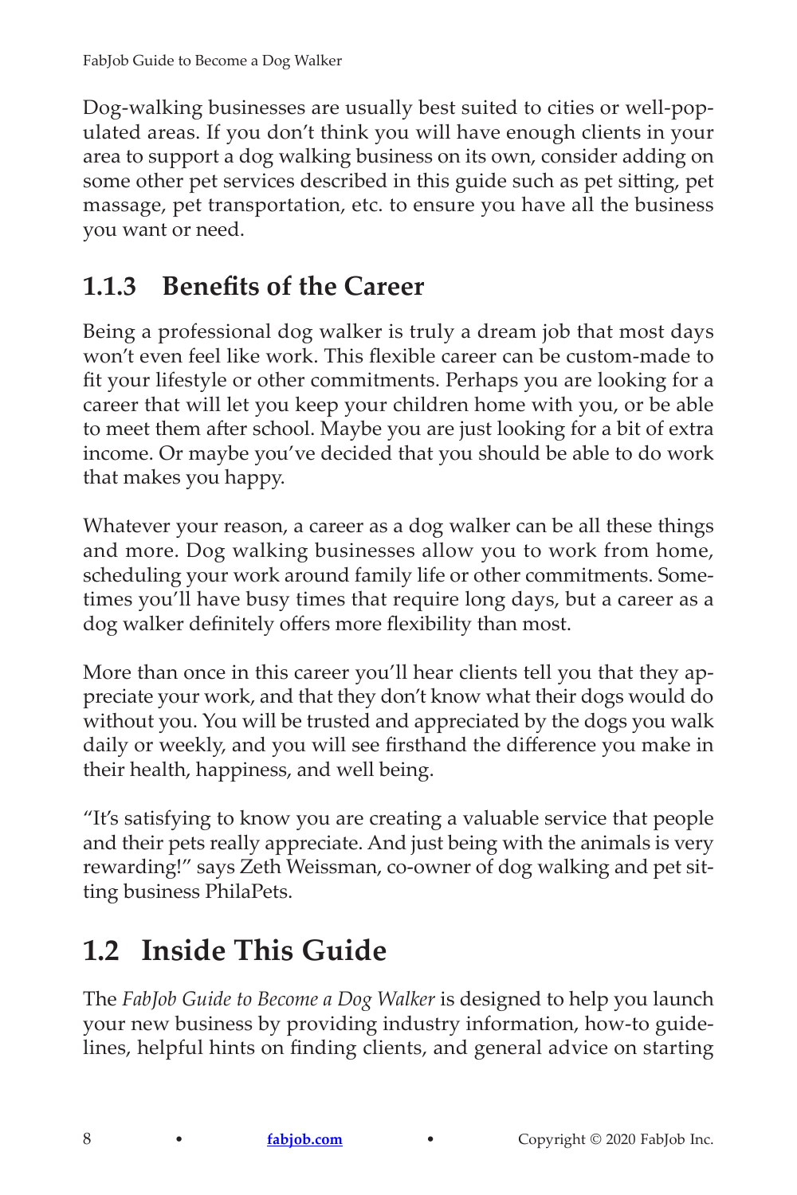Dog-walking businesses are usually best suited to cities or well-populated areas. If you don't think you will have enough clients in your area to support a dog walking business on its own, consider adding on some other pet services described in this guide such as pet sitting, pet massage, pet transportation, etc. to ensure you have all the business you want or need.

### 1.1.3 Benefits of the Career

Being a professional dog walker is truly a dream job that most days won't even feel like work. This flexible career can be custom-made to fit your lifestyle or other commitments. Perhaps you are looking for a career that will let you keep your children home with you, or be able to meet them after school. Maybe you are just looking for a bit of extra income. Or maybe you've decided that you should be able to do work that makes you happy.

Whatever your reason, a career as a dog walker can be all these things and more. Dog walking businesses allow you to work from home, scheduling your work around family life or other commitments. Sometimes you'll have busy times that require long days, but a career as a dog walker definitely offers more flexibility than most.

More than once in this career you'll hear clients tell you that they appreciate your work, and that they don't know what their dogs would do without you. You will be trusted and appreciated by the dogs you walk daily or weekly, and you will see firsthand the difference you make in their health, happiness, and well being.

"It's satisfying to know you are creating a valuable service that people and their pets really appreciate. And just being with the animals is very rewarding!" says Zeth Weissman, co-owner of dog walking and pet sitting business PhilaPets.

## 1.2 Inside This Guide

The *FabJob Guide to Become a Dog Walker* is designed to help you launch your new business by providing industry information, how-to guidelines, helpful hints on finding clients, and general advice on starting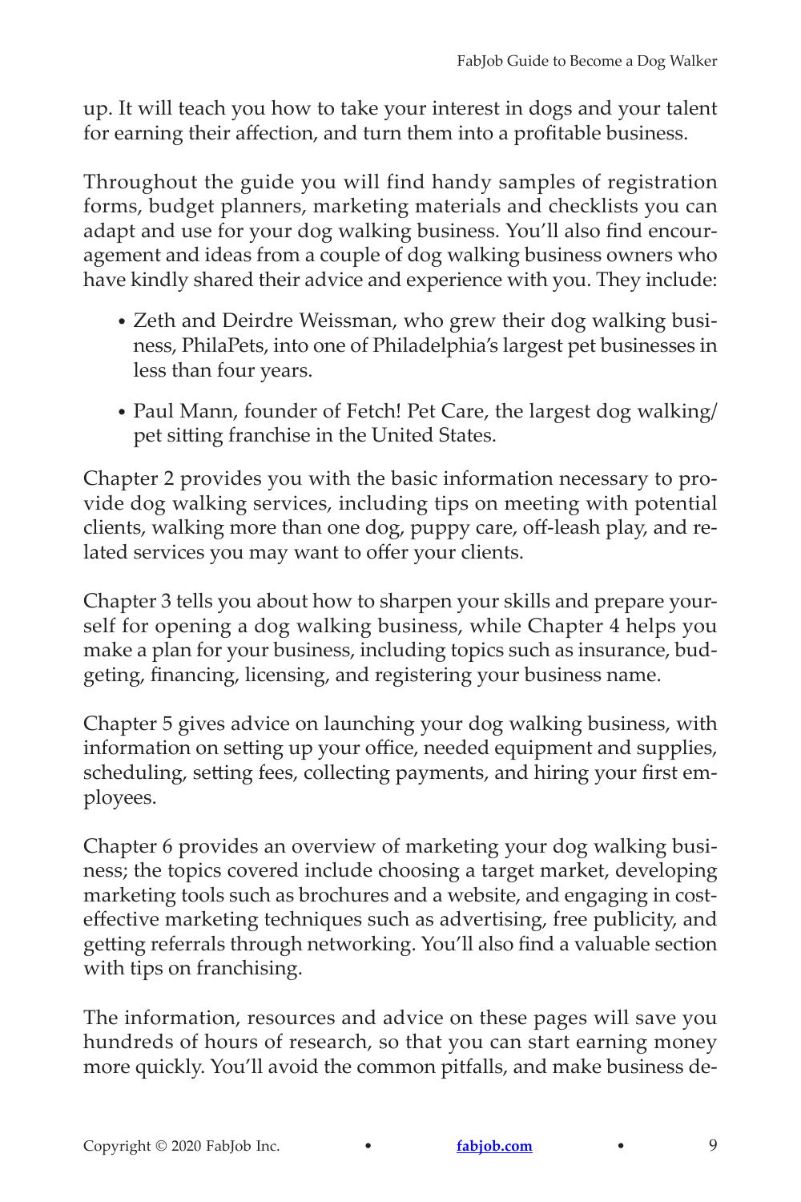up. It will teach you how to take your interest in dogs and your talent for earning their affection, and turn them into a profitable business.

Throughout the guide you will find handy samples of registration forms, budget planners, marketing materials and checklists you can adapt and use for your dog walking business. You'll also find encouragement and ideas from a couple of dog walking business owners who have kindly shared their advice and experience with you. They include:

- Zeth and Deirdre Weissman, who grew their dog walking business, PhilaPets, into one of Philadelphia's largest pet businesses in less than four years.
- Paul Mann, founder of Fetch! Pet Care, the largest dog walking/pet sitting franchise in the United States.

Chapter 2 provides you with the basic information necessary to provide dog walking services, including tips on meeting with potential clients, walking more than one dog, puppy care, off-leash play, and related services you may want to offer your clients.

Chapter 3 tells you about how to sharpen your skills and prepare yourself for opening a dog walking business, while Chapter 4 helps you make a plan for your business, including topics such as insurance, budgeting, financing, licensing, and registering your business name.

Chapter 5 gives advice on launching your dog walking business, with information on setting up your office, needed equipment and supplies, scheduling, setting fees, collecting payments, and hiring your first employees.

Chapter 6 provides an overview of marketing your dog walking business; the topics covered include choosing a target market, developing marketing tools such as brochures and a website, and engaging in cost-effective marketing techniques such as advertising, free publicity, and getting referrals through networking. You'll also find a valuable section with tips on franchising.

The information, resources and advice on these pages will save you hundreds of hours of research, so that you can start earning money more quickly. You'll avoid the common pitfalls, and make business de-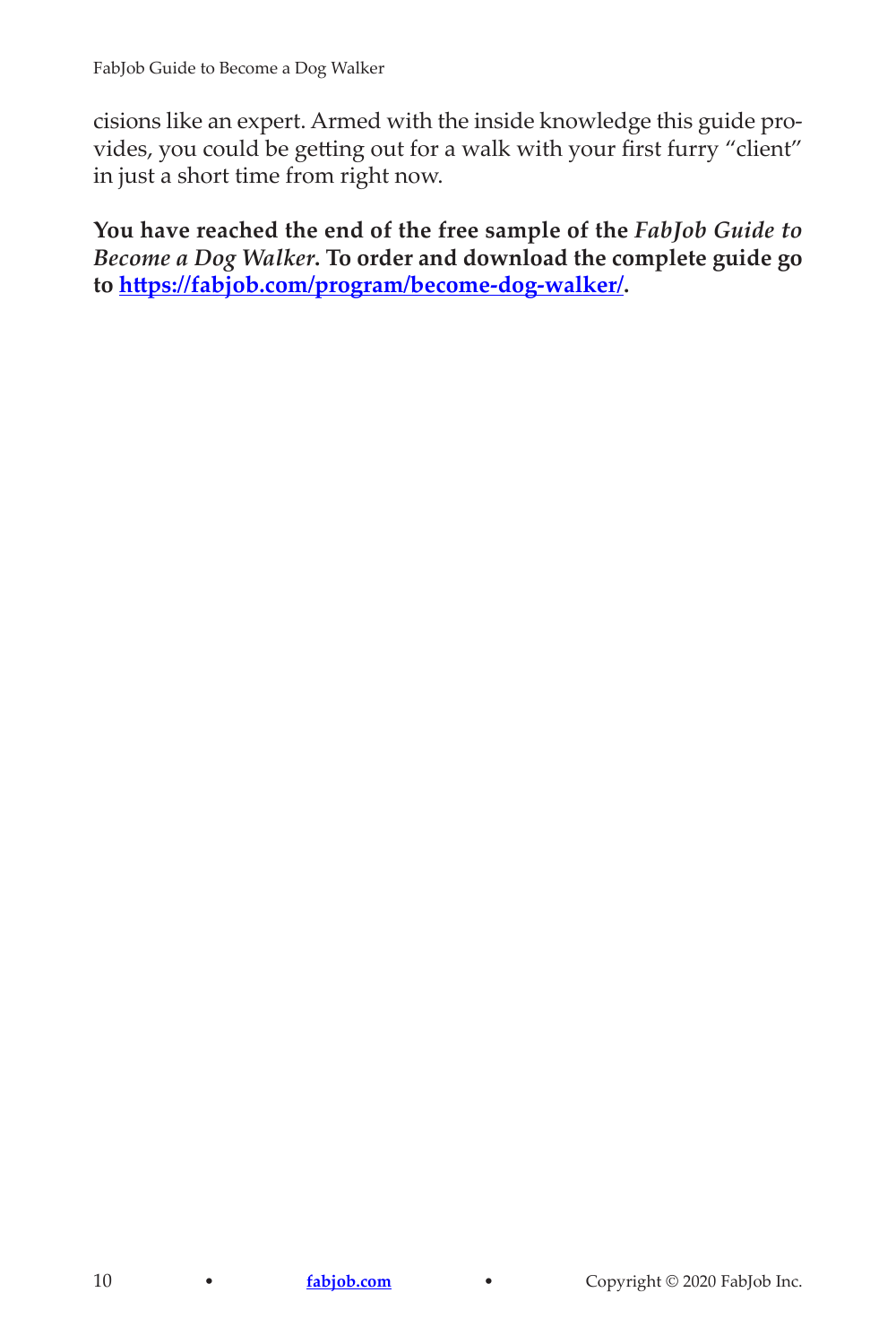cisions like an expert. Armed with the inside knowledge this guide provides, you could be getting out for a walk with your first furry "client" in just a short time from right now.

**You have reached the end of the free sample of the *FabJob Guide to Become a Dog Walker*. To order and download the complete guide go to [https://fabjob.com/program/become-dog-walker/](https://fabjob.com/program/become-dog-walker/).**